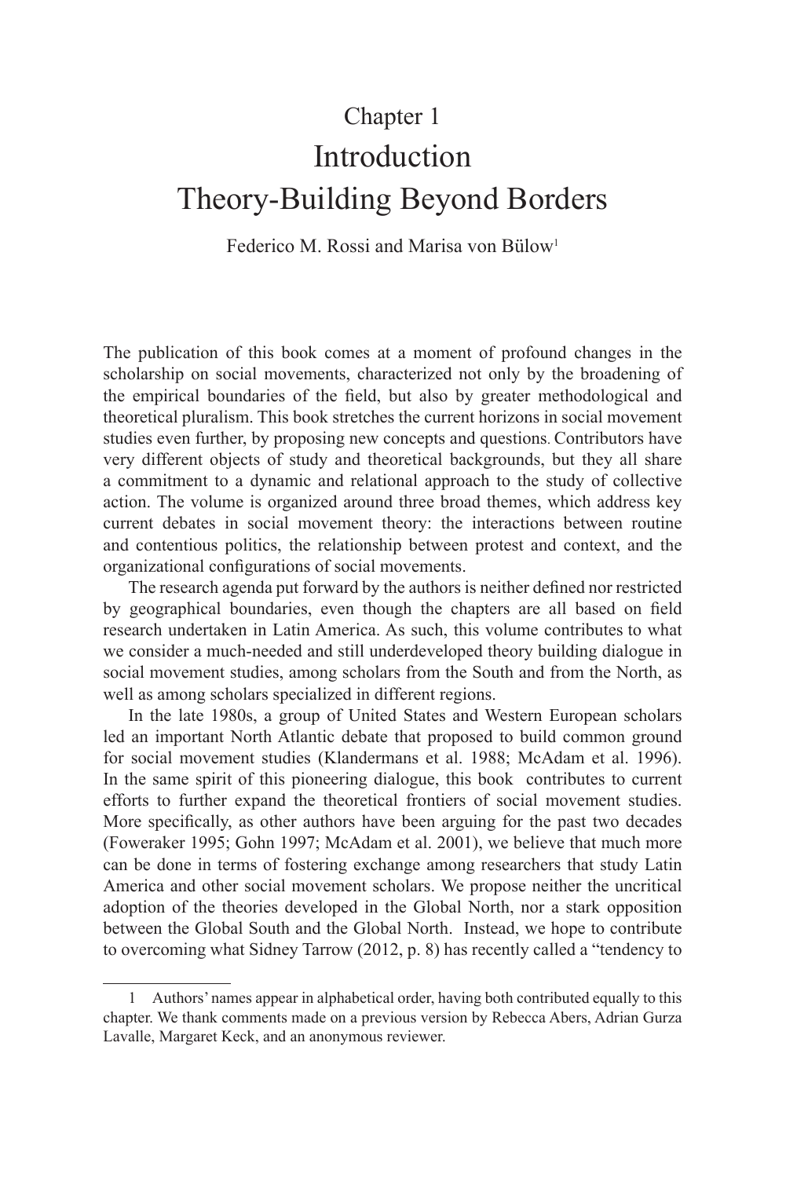# Chapter 1
# Introduction
# Theory-Building Beyond Borders

Federico M. Rossi and Marisa von Bülow[1]

The publication of this book comes at a moment of profound changes in the scholarship on social movements, characterized not only by the broadening of the empirical boundaries of the field, but also by greater methodological and theoretical pluralism. This book stretches the current horizons in social movement studies even further, by proposing new concepts and questions. Contributors have very different objects of study and theoretical backgrounds, but they all share a commitment to a dynamic and relational approach to the study of collective action. The volume is organized around three broad themes, which address key current debates in social movement theory: the interactions between routine and contentious politics, the relationship between protest and context, and the organizational configurations of social movements.

The research agenda put forward by the authors is neither defined nor restricted by geographical boundaries, even though the chapters are all based on field research undertaken in Latin America. As such, this volume contributes to what we consider a much-needed and still underdeveloped theory building dialogue in social movement studies, among scholars from the South and from the North, as well as among scholars specialized in different regions.

In the late 1980s, a group of United States and Western European scholars led an important North Atlantic debate that proposed to build common ground for social movement studies (Klandermans et al. 1988; McAdam et al. 1996). In the same spirit of this pioneering dialogue, this book contributes to current efforts to further expand the theoretical frontiers of social movement studies. More specifically, as other authors have been arguing for the past two decades (Foweraker 1995; Gohn 1997; McAdam et al. 2001), we believe that much more can be done in terms of fostering exchange among researchers that study Latin America and other social movement scholars. We propose neither the uncritical adoption of the theories developed in the Global North, nor a stark opposition between the Global South and the Global North. Instead, we hope to contribute to overcoming what Sidney Tarrow (2012, p. 8) has recently called a "tendency to

---

1 Authors' names appear in alphabetical order, having both contributed equally to this chapter. We thank comments made on a previous version by Rebecca Abers, Adrian Gurza Lavalle, Margaret Keck, and an anonymous reviewer.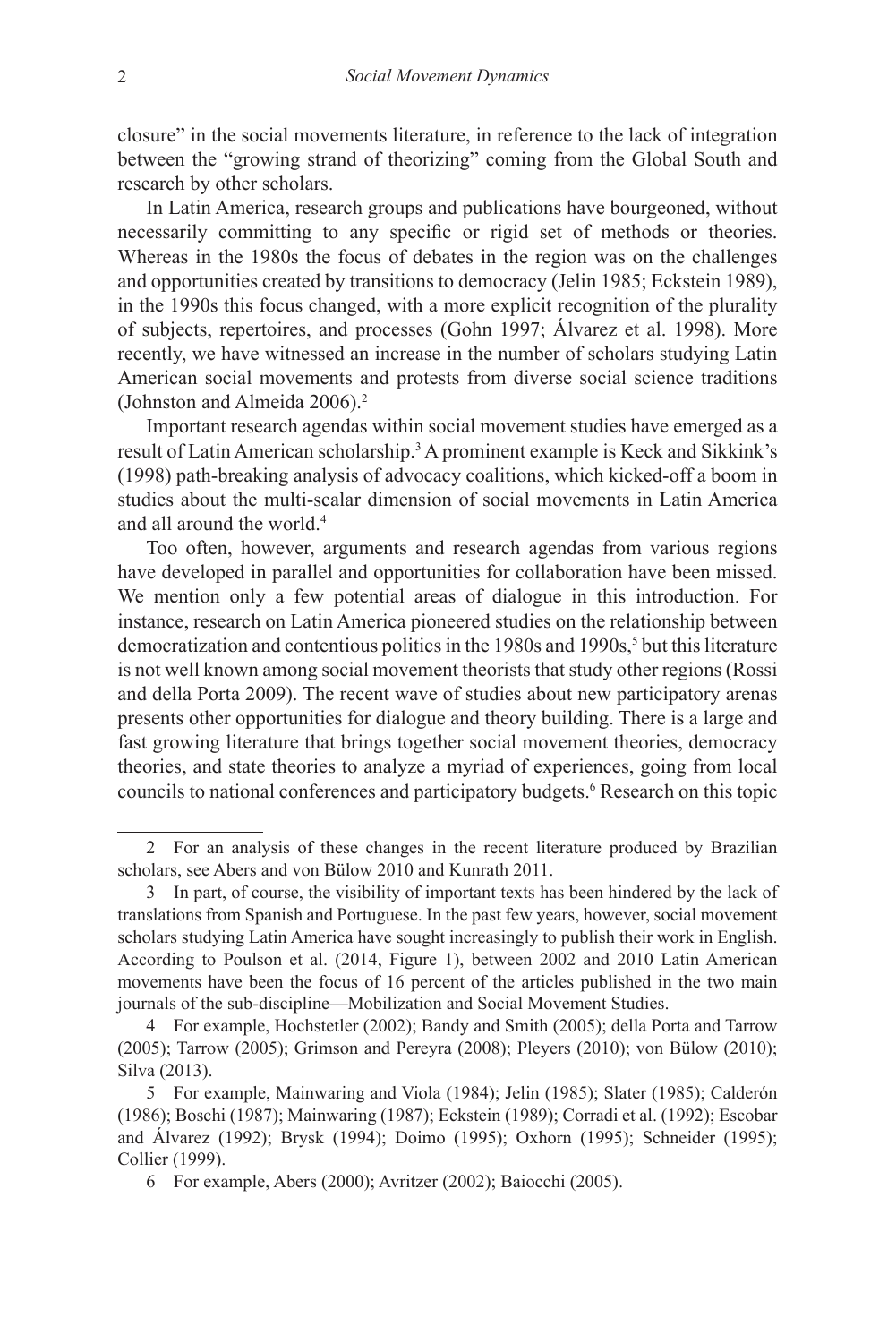closure" in the social movements literature, in reference to the lack of integration between the "growing strand of theorizing" coming from the Global South and research by other scholars.

In Latin America, research groups and publications have bourgeoned, without necessarily committing to any specific or rigid set of methods or theories. Whereas in the 1980s the focus of debates in the region was on the challenges and opportunities created by transitions to democracy (Jelin 1985; Eckstein 1989), in the 1990s this focus changed, with a more explicit recognition of the plurality of subjects, repertoires, and processes (Gohn 1997; Álvarez et al. 1998). More recently, we have witnessed an increase in the number of scholars studying Latin American social movements and protests from diverse social science traditions (Johnston and Almeida 2006).[2]

Important research agendas within social movement studies have emerged as a result of Latin American scholarship.[3] A prominent example is Keck and Sikkink's (1998) path-breaking analysis of advocacy coalitions, which kicked-off a boom in studies about the multi-scalar dimension of social movements in Latin America and all around the world.[4]

Too often, however, arguments and research agendas from various regions have developed in parallel and opportunities for collaboration have been missed. We mention only a few potential areas of dialogue in this introduction. For instance, research on Latin America pioneered studies on the relationship between democratization and contentious politics in the 1980s and 1990s,[5] but this literature is not well known among social movement theorists that study other regions (Rossi and della Porta 2009). The recent wave of studies about new participatory arenas presents other opportunities for dialogue and theory building. There is a large and fast growing literature that brings together social movement theories, democracy theories, and state theories to analyze a myriad of experiences, going from local councils to national conferences and participatory budgets.[6] Research on this topic

---

2 For an analysis of these changes in the recent literature produced by Brazilian scholars, see Abers and von Bülow 2010 and Kunrath 2011.

3 In part, of course, the visibility of important texts has been hindered by the lack of translations from Spanish and Portuguese. In the past few years, however, social movement scholars studying Latin America have sought increasingly to publish their work in English. According to Poulson et al. (2014, Figure 1), between 2002 and 2010 Latin American movements have been the focus of 16 percent of the articles published in the two main journals of the sub-discipline—Mobilization and Social Movement Studies.

4 For example, Hochstetler (2002); Bandy and Smith (2005); della Porta and Tarrow (2005); Tarrow (2005); Grimson and Pereyra (2008); Pleyers (2010); von Bülow (2010); Silva (2013).

5 For example, Mainwaring and Viola (1984); Jelin (1985); Slater (1985); Calderón (1986); Boschi (1987); Mainwaring (1987); Eckstein (1989); Corradi et al. (1992); Escobar and Álvarez (1992); Brysk (1994); Doimo (1995); Oxhorn (1995); Schneider (1995); Collier (1999).

6 For example, Abers (2000); Avritzer (2002); Baiocchi (2005).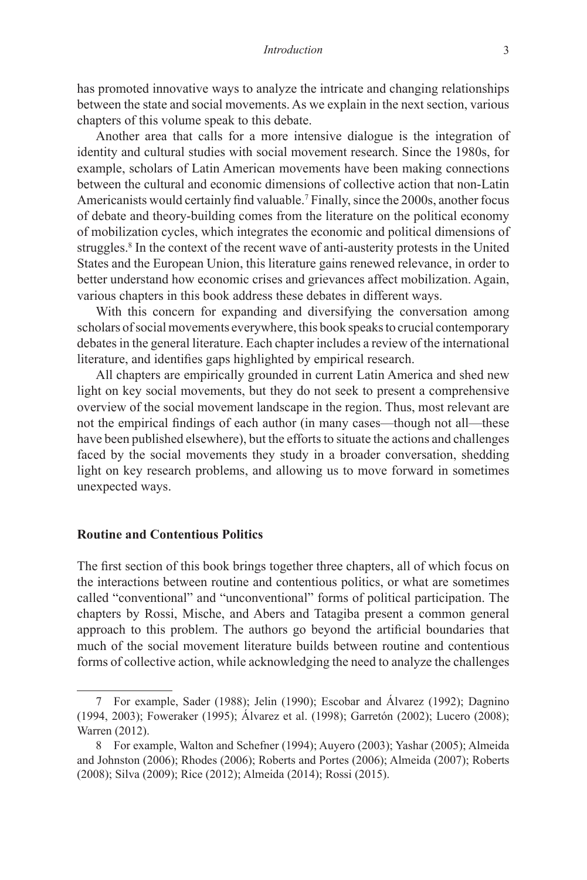has promoted innovative ways to analyze the intricate and changing relationships between the state and social movements. As we explain in the next section, various chapters of this volume speak to this debate.

Another area that calls for a more intensive dialogue is the integration of identity and cultural studies with social movement research. Since the 1980s, for example, scholars of Latin American movements have been making connections between the cultural and economic dimensions of collective action that non-Latin Americanists would certainly find valuable.[7] Finally, since the 2000s, another focus of debate and theory-building comes from the literature on the political economy of mobilization cycles, which integrates the economic and political dimensions of struggles.[8] In the context of the recent wave of anti-austerity protests in the United States and the European Union, this literature gains renewed relevance, in order to better understand how economic crises and grievances affect mobilization. Again, various chapters in this book address these debates in different ways.

With this concern for expanding and diversifying the conversation among scholars of social movements everywhere, this book speaks to crucial contemporary debates in the general literature. Each chapter includes a review of the international literature, and identifies gaps highlighted by empirical research.

All chapters are empirically grounded in current Latin America and shed new light on key social movements, but they do not seek to present a comprehensive overview of the social movement landscape in the region. Thus, most relevant are not the empirical findings of each author (in many cases—though not all—these have been published elsewhere), but the efforts to situate the actions and challenges faced by the social movements they study in a broader conversation, shedding light on key research problems, and allowing us to move forward in sometimes unexpected ways.

## Routine and Contentious Politics

The first section of this book brings together three chapters, all of which focus on the interactions between routine and contentious politics, or what are sometimes called "conventional" and "unconventional" forms of political participation. The chapters by Rossi, Mische, and Abers and Tatagiba present a common general approach to this problem. The authors go beyond the artificial boundaries that much of the social movement literature builds between routine and contentious forms of collective action, while acknowledging the need to analyze the challenges

---

7 For example, Sader (1988); Jelin (1990); Escobar and Álvarez (1992); Dagnino (1994, 2003); Foweraker (1995); Álvarez et al. (1998); Garretón (2002); Lucero (2008); Warren (2012).

8 For example, Walton and Schefner (1994); Auyero (2003); Yashar (2005); Almeida and Johnston (2006); Rhodes (2006); Roberts and Portes (2006); Almeida (2007); Roberts (2008); Silva (2009); Rice (2012); Almeida (2014); Rossi (2015).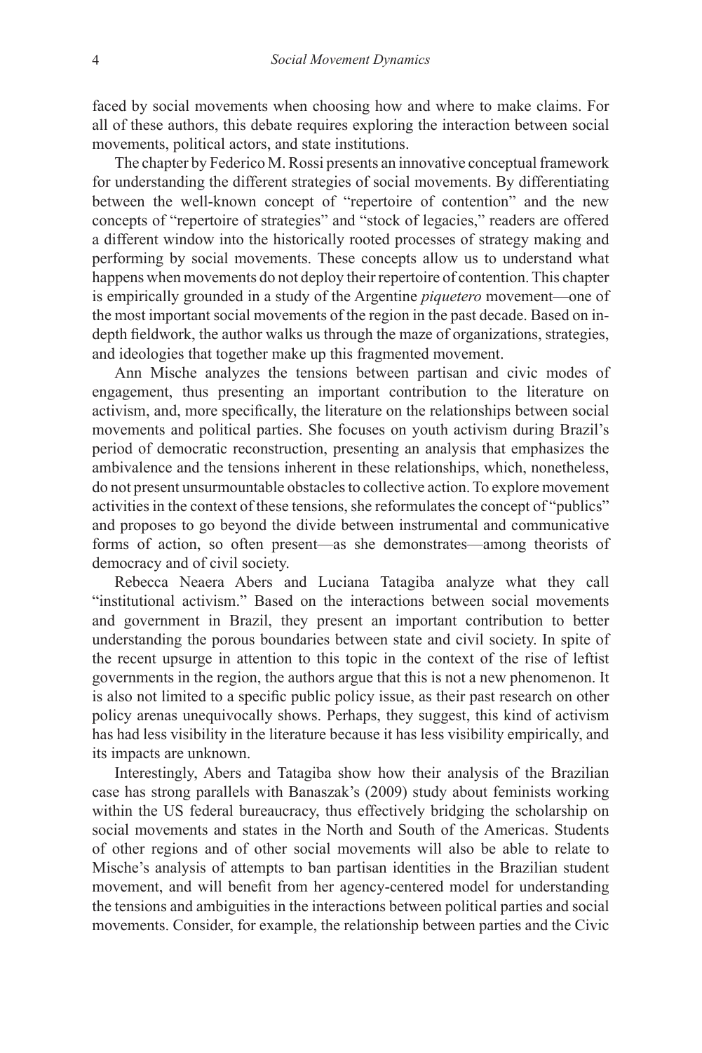faced by social movements when choosing how and where to make claims. For all of these authors, this debate requires exploring the interaction between social movements, political actors, and state institutions.

The chapter by Federico M. Rossi presents an innovative conceptual framework for understanding the different strategies of social movements. By differentiating between the well-known concept of "repertoire of contention" and the new concepts of "repertoire of strategies" and "stock of legacies," readers are offered a different window into the historically rooted processes of strategy making and performing by social movements. These concepts allow us to understand what happens when movements do not deploy their repertoire of contention. This chapter is empirically grounded in a study of the Argentine *piquetero* movement—one of the most important social movements of the region in the past decade. Based on in-depth fieldwork, the author walks us through the maze of organizations, strategies, and ideologies that together make up this fragmented movement.

Ann Mische analyzes the tensions between partisan and civic modes of engagement, thus presenting an important contribution to the literature on activism, and, more specifically, the literature on the relationships between social movements and political parties. She focuses on youth activism during Brazil's period of democratic reconstruction, presenting an analysis that emphasizes the ambivalence and the tensions inherent in these relationships, which, nonetheless, do not present unsurmountable obstacles to collective action. To explore movement activities in the context of these tensions, she reformulates the concept of "publics" and proposes to go beyond the divide between instrumental and communicative forms of action, so often present—as she demonstrates—among theorists of democracy and of civil society.

Rebecca Neaera Abers and Luciana Tatagiba analyze what they call "institutional activism." Based on the interactions between social movements and government in Brazil, they present an important contribution to better understanding the porous boundaries between state and civil society. In spite of the recent upsurge in attention to this topic in the context of the rise of leftist governments in the region, the authors argue that this is not a new phenomenon. It is also not limited to a specific public policy issue, as their past research on other policy arenas unequivocally shows. Perhaps, they suggest, this kind of activism has had less visibility in the literature because it has less visibility empirically, and its impacts are unknown.

Interestingly, Abers and Tatagiba show how their analysis of the Brazilian case has strong parallels with Banaszak's (2009) study about feminists working within the US federal bureaucracy, thus effectively bridging the scholarship on social movements and states in the North and South of the Americas. Students of other regions and of other social movements will also be able to relate to Mische's analysis of attempts to ban partisan identities in the Brazilian student movement, and will benefit from her agency-centered model for understanding the tensions and ambiguities in the interactions between political parties and social movements. Consider, for example, the relationship between parties and the Civic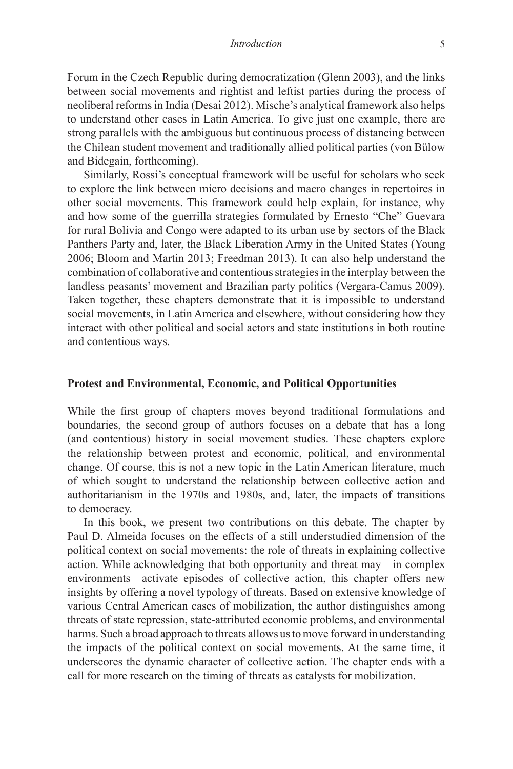Forum in the Czech Republic during democratization (Glenn 2003), and the links between social movements and rightist and leftist parties during the process of neoliberal reforms in India (Desai 2012). Mische's analytical framework also helps to understand other cases in Latin America. To give just one example, there are strong parallels with the ambiguous but continuous process of distancing between the Chilean student movement and traditionally allied political parties (von Bülow and Bidegain, forthcoming).

Similarly, Rossi's conceptual framework will be useful for scholars who seek to explore the link between micro decisions and macro changes in repertoires in other social movements. This framework could help explain, for instance, why and how some of the guerrilla strategies formulated by Ernesto "Che" Guevara for rural Bolivia and Congo were adapted to its urban use by sectors of the Black Panthers Party and, later, the Black Liberation Army in the United States (Young 2006; Bloom and Martin 2013; Freedman 2013). It can also help understand the combination of collaborative and contentious strategies in the interplay between the landless peasants' movement and Brazilian party politics (Vergara-Camus 2009). Taken together, these chapters demonstrate that it is impossible to understand social movements, in Latin America and elsewhere, without considering how they interact with other political and social actors and state institutions in both routine and contentious ways.

### Protest and Environmental, Economic, and Political Opportunities

While the first group of chapters moves beyond traditional formulations and boundaries, the second group of authors focuses on a debate that has a long (and contentious) history in social movement studies. These chapters explore the relationship between protest and economic, political, and environmental change. Of course, this is not a new topic in the Latin American literature, much of which sought to understand the relationship between collective action and authoritarianism in the 1970s and 1980s, and, later, the impacts of transitions to democracy.

In this book, we present two contributions on this debate. The chapter by Paul D. Almeida focuses on the effects of a still understudied dimension of the political context on social movements: the role of threats in explaining collective action. While acknowledging that both opportunity and threat may—in complex environments—activate episodes of collective action, this chapter offers new insights by offering a novel typology of threats. Based on extensive knowledge of various Central American cases of mobilization, the author distinguishes among threats of state repression, state-attributed economic problems, and environmental harms. Such a broad approach to threats allows us to move forward in understanding the impacts of the political context on social movements. At the same time, it underscores the dynamic character of collective action. The chapter ends with a call for more research on the timing of threats as catalysts for mobilization.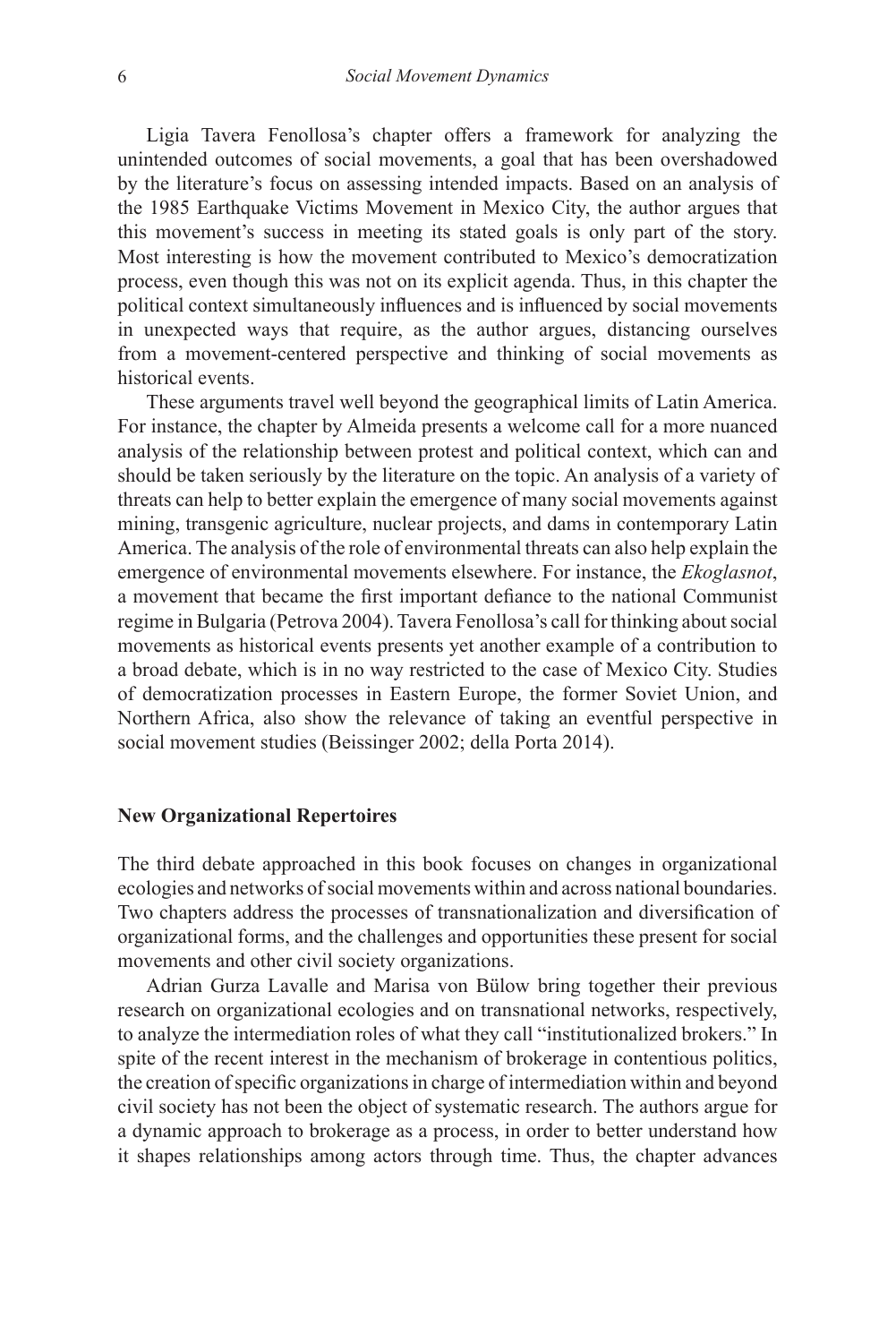Ligia Tavera Fenollosa's chapter offers a framework for analyzing the unintended outcomes of social movements, a goal that has been overshadowed by the literature's focus on assessing intended impacts. Based on an analysis of the 1985 Earthquake Victims Movement in Mexico City, the author argues that this movement's success in meeting its stated goals is only part of the story. Most interesting is how the movement contributed to Mexico's democratization process, even though this was not on its explicit agenda. Thus, in this chapter the political context simultaneously influences and is influenced by social movements in unexpected ways that require, as the author argues, distancing ourselves from a movement-centered perspective and thinking of social movements as historical events.

These arguments travel well beyond the geographical limits of Latin America. For instance, the chapter by Almeida presents a welcome call for a more nuanced analysis of the relationship between protest and political context, which can and should be taken seriously by the literature on the topic. An analysis of a variety of threats can help to better explain the emergence of many social movements against mining, transgenic agriculture, nuclear projects, and dams in contemporary Latin America. The analysis of the role of environmental threats can also help explain the emergence of environmental movements elsewhere. For instance, the *Ekoglasnot*, a movement that became the first important defiance to the national Communist regime in Bulgaria (Petrova 2004). Tavera Fenollosa's call for thinking about social movements as historical events presents yet another example of a contribution to a broad debate, which is in no way restricted to the case of Mexico City. Studies of democratization processes in Eastern Europe, the former Soviet Union, and Northern Africa, also show the relevance of taking an eventful perspective in social movement studies (Beissinger 2002; della Porta 2014).

## New Organizational Repertoires

The third debate approached in this book focuses on changes in organizational ecologies and networks of social movements within and across national boundaries. Two chapters address the processes of transnationalization and diversification of organizational forms, and the challenges and opportunities these present for social movements and other civil society organizations.

Adrian Gurza Lavalle and Marisa von Bülow bring together their previous research on organizational ecologies and on transnational networks, respectively, to analyze the intermediation roles of what they call "institutionalized brokers." In spite of the recent interest in the mechanism of brokerage in contentious politics, the creation of specific organizations in charge of intermediation within and beyond civil society has not been the object of systematic research. The authors argue for a dynamic approach to brokerage as a process, in order to better understand how it shapes relationships among actors through time. Thus, the chapter advances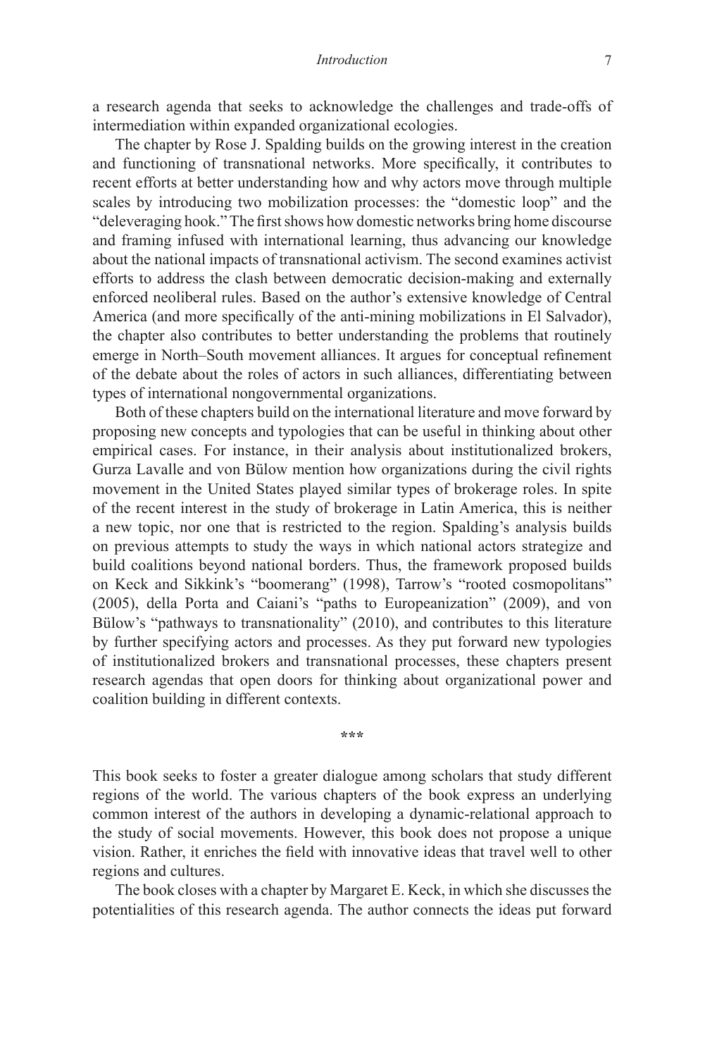a research agenda that seeks to acknowledge the challenges and trade-offs of intermediation within expanded organizational ecologies.

The chapter by Rose J. Spalding builds on the growing interest in the creation and functioning of transnational networks. More specifically, it contributes to recent efforts at better understanding how and why actors move through multiple scales by introducing two mobilization processes: the "domestic loop" and the "deleveraging hook." The first shows how domestic networks bring home discourse and framing infused with international learning, thus advancing our knowledge about the national impacts of transnational activism. The second examines activist efforts to address the clash between democratic decision-making and externally enforced neoliberal rules. Based on the author's extensive knowledge of Central America (and more specifically of the anti-mining mobilizations in El Salvador), the chapter also contributes to better understanding the problems that routinely emerge in North–South movement alliances. It argues for conceptual refinement of the debate about the roles of actors in such alliances, differentiating between types of international nongovernmental organizations.

Both of these chapters build on the international literature and move forward by proposing new concepts and typologies that can be useful in thinking about other empirical cases. For instance, in their analysis about institutionalized brokers, Gurza Lavalle and von Bülow mention how organizations during the civil rights movement in the United States played similar types of brokerage roles. In spite of the recent interest in the study of brokerage in Latin America, this is neither a new topic, nor one that is restricted to the region. Spalding's analysis builds on previous attempts to study the ways in which national actors strategize and build coalitions beyond national borders. Thus, the framework proposed builds on Keck and Sikkink's "boomerang" (1998), Tarrow's "rooted cosmopolitans" (2005), della Porta and Caiani's "paths to Europeanization" (2009), and von Bülow's "pathways to transnationality" (2010), and contributes to this literature by further specifying actors and processes. As they put forward new typologies of institutionalized brokers and transnational processes, these chapters present research agendas that open doors for thinking about organizational power and coalition building in different contexts.

***

This book seeks to foster a greater dialogue among scholars that study different regions of the world. The various chapters of the book express an underlying common interest of the authors in developing a dynamic-relational approach to the study of social movements. However, this book does not propose a unique vision. Rather, it enriches the field with innovative ideas that travel well to other regions and cultures.

The book closes with a chapter by Margaret E. Keck, in which she discusses the potentialities of this research agenda. The author connects the ideas put forward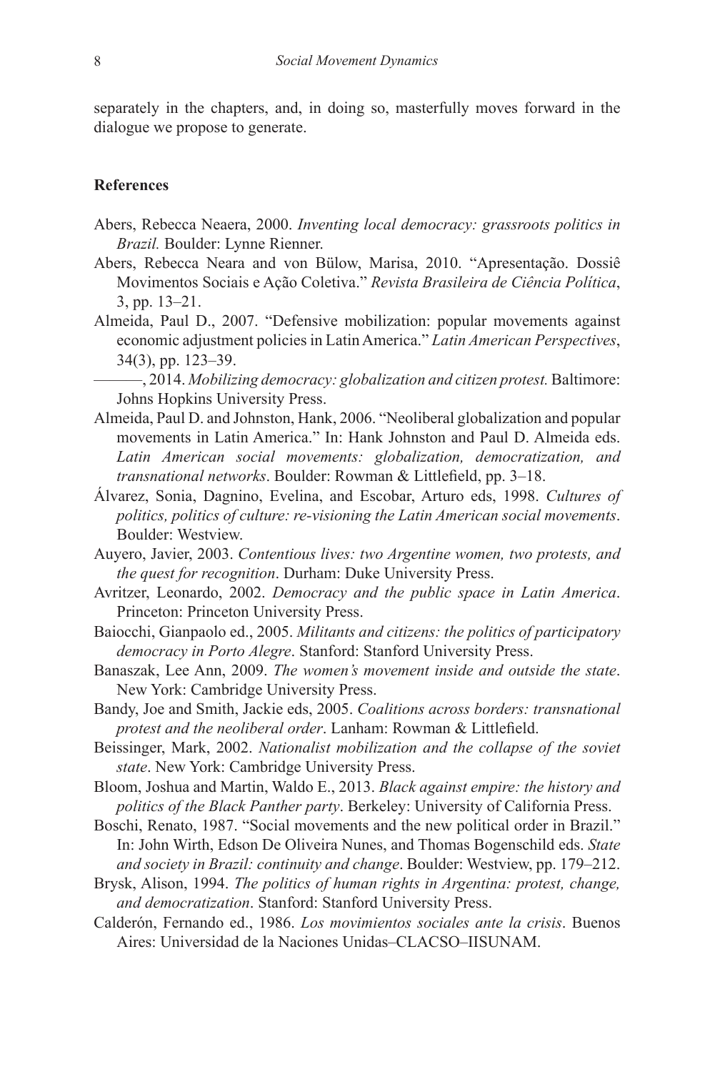separately in the chapters, and, in doing so, masterfully moves forward in the dialogue we propose to generate.

## References

Abers, Rebecca Neaera, 2000. *Inventing local democracy: grassroots politics in Brazil.* Boulder: Lynne Rienner.

Abers, Rebecca Neara and von Bülow, Marisa, 2010. "Apresentação. Dossiê Movimentos Sociais e Ação Coletiva." *Revista Brasileira de Ciência Política*, 3, pp. 13–21.

Almeida, Paul D., 2007. "Defensive mobilization: popular movements against economic adjustment policies in Latin America." *Latin American Perspectives*, 34(3), pp. 123–39.

———, 2014. *Mobilizing democracy: globalization and citizen protest.* Baltimore: Johns Hopkins University Press.

Almeida, Paul D. and Johnston, Hank, 2006. "Neoliberal globalization and popular movements in Latin America." In: Hank Johnston and Paul D. Almeida eds. *Latin American social movements: globalization, democratization, and transnational networks*. Boulder: Rowman & Littlefield, pp. 3–18.

Álvarez, Sonia, Dagnino, Evelina, and Escobar, Arturo eds, 1998. *Cultures of politics, politics of culture: re-visioning the Latin American social movements*. Boulder: Westview.

Auyero, Javier, 2003. *Contentious lives: two Argentine women, two protests, and the quest for recognition*. Durham: Duke University Press.

Avritzer, Leonardo, 2002. *Democracy and the public space in Latin America*. Princeton: Princeton University Press.

Baiocchi, Gianpaolo ed., 2005. *Militants and citizens: the politics of participatory democracy in Porto Alegre*. Stanford: Stanford University Press.

Banaszak, Lee Ann, 2009. *The women's movement inside and outside the state*. New York: Cambridge University Press.

Bandy, Joe and Smith, Jackie eds, 2005. *Coalitions across borders: transnational protest and the neoliberal order*. Lanham: Rowman & Littlefield.

Beissinger, Mark, 2002. *Nationalist mobilization and the collapse of the soviet state*. New York: Cambridge University Press.

Bloom, Joshua and Martin, Waldo E., 2013. *Black against empire: the history and politics of the Black Panther party*. Berkeley: University of California Press.

Boschi, Renato, 1987. "Social movements and the new political order in Brazil." In: John Wirth, Edson De Oliveira Nunes, and Thomas Bogenschild eds. *State and society in Brazil: continuity and change*. Boulder: Westview, pp. 179–212.

Brysk, Alison, 1994. *The politics of human rights in Argentina: protest, change, and democratization*. Stanford: Stanford University Press.

Calderón, Fernando ed., 1986. *Los movimientos sociales ante la crisis*. Buenos Aires: Universidad de la Naciones Unidas–CLACSO–IISUNAM.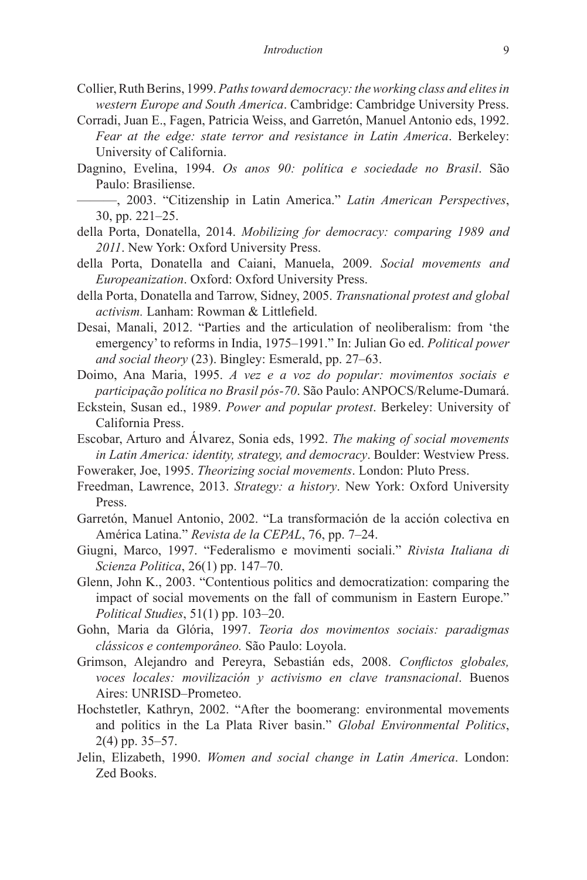Collier, Ruth Berins, 1999. *Paths toward democracy: the working class and elites in western Europe and South America*. Cambridge: Cambridge University Press.

Corradi, Juan E., Fagen, Patricia Weiss, and Garretón, Manuel Antonio eds, 1992. *Fear at the edge: state terror and resistance in Latin America*. Berkeley: University of California.

Dagnino, Evelina, 1994. *Os anos 90: política e sociedade no Brasil*. São Paulo: Brasiliense.

———, 2003. "Citizenship in Latin America." *Latin American Perspectives*, 30, pp. 221–25.

della Porta, Donatella, 2014. *Mobilizing for democracy: comparing 1989 and 2011*. New York: Oxford University Press.

della Porta, Donatella and Caiani, Manuela, 2009. *Social movements and Europeanization*. Oxford: Oxford University Press.

della Porta, Donatella and Tarrow, Sidney, 2005. *Transnational protest and global activism.* Lanham: Rowman & Littlefield.

Desai, Manali, 2012. "Parties and the articulation of neoliberalism: from 'the emergency' to reforms in India, 1975–1991." In: Julian Go ed. *Political power and social theory* (23). Bingley: Esmerald, pp. 27–63.

Doimo, Ana Maria, 1995. *A vez e a voz do popular: movimentos sociais e participação política no Brasil pós-70*. São Paulo: ANPOCS/Relume-Dumará.

Eckstein, Susan ed., 1989. *Power and popular protest*. Berkeley: University of California Press.

Escobar, Arturo and Álvarez, Sonia eds, 1992. *The making of social movements in Latin America: identity, strategy, and democracy*. Boulder: Westview Press.

Foweraker, Joe, 1995. *Theorizing social movements*. London: Pluto Press.

Freedman, Lawrence, 2013. *Strategy: a history*. New York: Oxford University Press.

Garretón, Manuel Antonio, 2002. "La transformación de la acción colectiva en América Latina." *Revista de la CEPAL*, 76, pp. 7–24.

Giugni, Marco, 1997. "Federalismo e movimenti sociali." *Rivista Italiana di Scienza Politica*, 26(1) pp. 147–70.

Glenn, John K., 2003. "Contentious politics and democratization: comparing the impact of social movements on the fall of communism in Eastern Europe." *Political Studies*, 51(1) pp. 103–20.

Gohn, Maria da Glória, 1997. *Teoria dos movimentos sociais: paradigmas clássicos e contemporâneo.* São Paulo: Loyola.

Grimson, Alejandro and Pereyra, Sebastián eds, 2008. *Conflictos globales, voces locales: movilización y activismo en clave transnacional*. Buenos Aires: UNRISD–Prometeo.

Hochstetler, Kathryn, 2002. "After the boomerang: environmental movements and politics in the La Plata River basin." *Global Environmental Politics*, 2(4) pp. 35–57.

Jelin, Elizabeth, 1990. *Women and social change in Latin America*. London: Zed Books.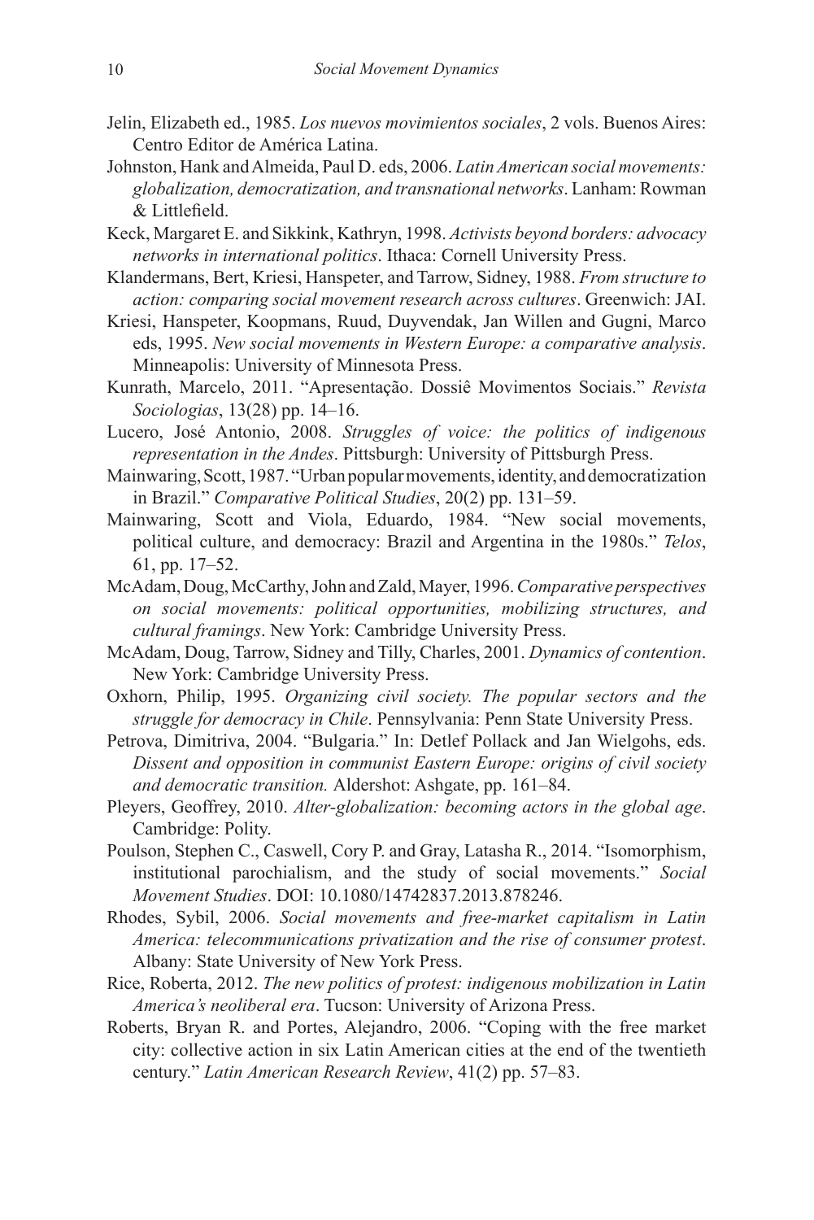Jelin, Elizabeth ed., 1985. *Los nuevos movimientos sociales*, 2 vols. Buenos Aires: Centro Editor de América Latina.

Johnston, Hank and Almeida, Paul D. eds, 2006. *Latin American social movements: globalization, democratization, and transnational networks*. Lanham: Rowman & Littlefield.

Keck, Margaret E. and Sikkink, Kathryn, 1998. *Activists beyond borders: advocacy networks in international politics*. Ithaca: Cornell University Press.

Klandermans, Bert, Kriesi, Hanspeter, and Tarrow, Sidney, 1988. *From structure to action: comparing social movement research across cultures*. Greenwich: JAI.

Kriesi, Hanspeter, Koopmans, Ruud, Duyvendak, Jan Willen and Gugni, Marco eds, 1995. *New social movements in Western Europe: a comparative analysis*. Minneapolis: University of Minnesota Press.

Kunrath, Marcelo, 2011. "Apresentação. Dossiê Movimentos Sociais." *Revista Sociologias*, 13(28) pp. 14–16.

Lucero, José Antonio, 2008. *Struggles of voice: the politics of indigenous representation in the Andes*. Pittsburgh: University of Pittsburgh Press.

Mainwaring, Scott, 1987. "Urban popular movements, identity, and democratization in Brazil." *Comparative Political Studies*, 20(2) pp. 131–59.

Mainwaring, Scott and Viola, Eduardo, 1984. "New social movements, political culture, and democracy: Brazil and Argentina in the 1980s." *Telos*, 61, pp. 17–52.

McAdam, Doug, McCarthy, John and Zald, Mayer, 1996. *Comparative perspectives on social movements: political opportunities, mobilizing structures, and cultural framings*. New York: Cambridge University Press.

McAdam, Doug, Tarrow, Sidney and Tilly, Charles, 2001. *Dynamics of contention*. New York: Cambridge University Press.

Oxhorn, Philip, 1995. *Organizing civil society. The popular sectors and the struggle for democracy in Chile*. Pennsylvania: Penn State University Press.

Petrova, Dimitriva, 2004. "Bulgaria." In: Detlef Pollack and Jan Wielgohs, eds. *Dissent and opposition in communist Eastern Europe: origins of civil society and democratic transition.* Aldershot: Ashgate, pp. 161–84.

Pleyers, Geoffrey, 2010. *Alter-globalization: becoming actors in the global age*. Cambridge: Polity.

Poulson, Stephen C., Caswell, Cory P. and Gray, Latasha R., 2014. "Isomorphism, institutional parochialism, and the study of social movements." *Social Movement Studies*. DOI: 10.1080/14742837.2013.878246.

Rhodes, Sybil, 2006. *Social movements and free-market capitalism in Latin America: telecommunications privatization and the rise of consumer protest*. Albany: State University of New York Press.

Rice, Roberta, 2012. *The new politics of protest: indigenous mobilization in Latin America's neoliberal era*. Tucson: University of Arizona Press.

Roberts, Bryan R. and Portes, Alejandro, 2006. "Coping with the free market city: collective action in six Latin American cities at the end of the twentieth century." *Latin American Research Review*, 41(2) pp. 57–83.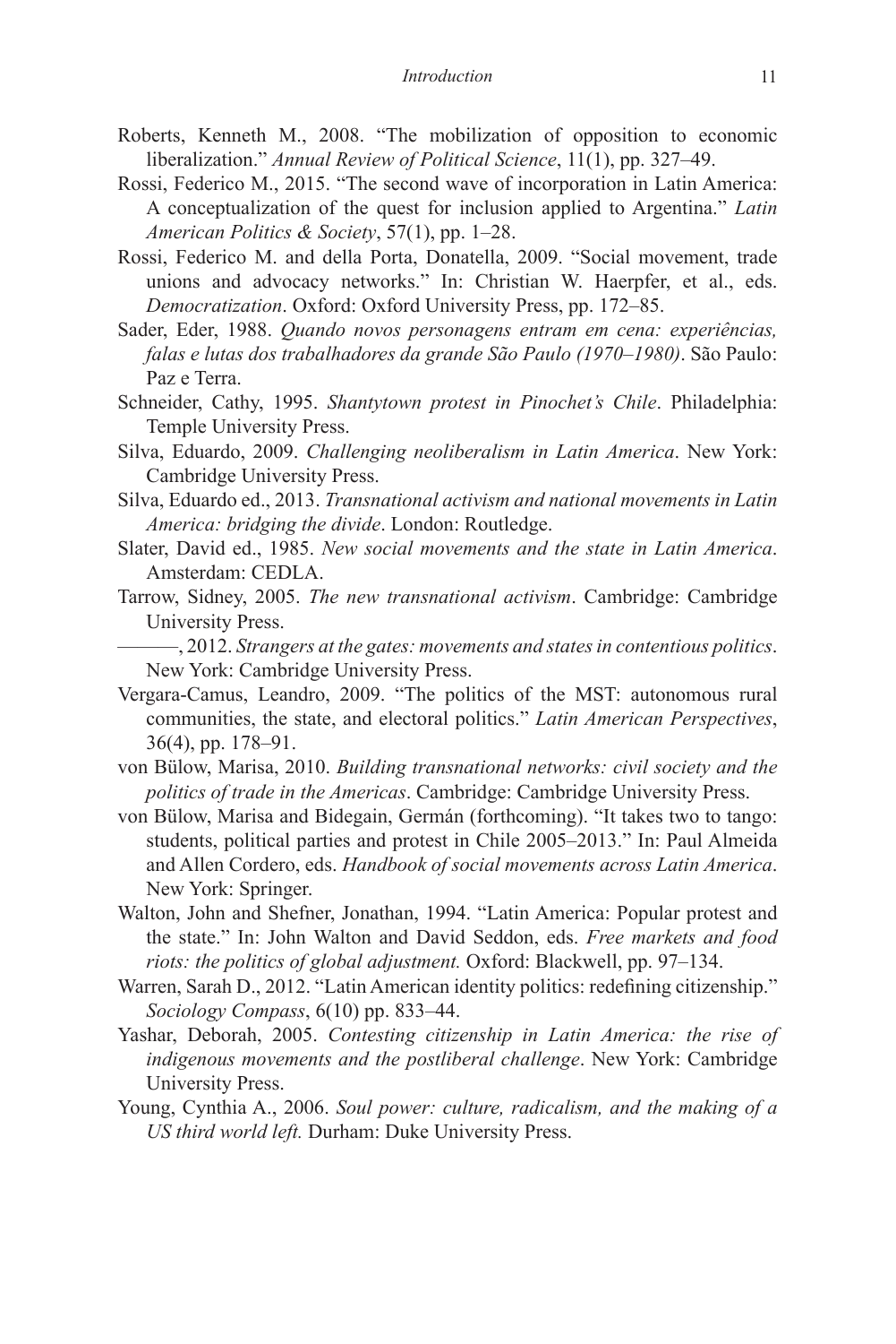Roberts, Kenneth M., 2008. "The mobilization of opposition to economic liberalization." *Annual Review of Political Science*, 11(1), pp. 327–49.

Rossi, Federico M., 2015. "The second wave of incorporation in Latin America: A conceptualization of the quest for inclusion applied to Argentina." *Latin American Politics & Society*, 57(1), pp. 1–28.

Rossi, Federico M. and della Porta, Donatella, 2009. "Social movement, trade unions and advocacy networks." In: Christian W. Haerpfer, et al., eds. *Democratization*. Oxford: Oxford University Press, pp. 172–85.

Sader, Eder, 1988. *Quando novos personagens entram em cena: experiências, falas e lutas dos trabalhadores da grande São Paulo (1970–1980)*. São Paulo: Paz e Terra.

Schneider, Cathy, 1995. *Shantytown protest in Pinochet's Chile*. Philadelphia: Temple University Press.

Silva, Eduardo, 2009. *Challenging neoliberalism in Latin America*. New York: Cambridge University Press.

Silva, Eduardo ed., 2013. *Transnational activism and national movements in Latin America: bridging the divide*. London: Routledge.

Slater, David ed., 1985. *New social movements and the state in Latin America*. Amsterdam: CEDLA.

Tarrow, Sidney, 2005. *The new transnational activism*. Cambridge: Cambridge University Press.

———, 2012. *Strangers at the gates: movements and states in contentious politics*. New York: Cambridge University Press.

Vergara-Camus, Leandro, 2009. "The politics of the MST: autonomous rural communities, the state, and electoral politics." *Latin American Perspectives*, 36(4), pp. 178–91.

von Bülow, Marisa, 2010. *Building transnational networks: civil society and the politics of trade in the Americas*. Cambridge: Cambridge University Press.

von Bülow, Marisa and Bidegain, Germán (forthcoming). "It takes two to tango: students, political parties and protest in Chile 2005–2013." In: Paul Almeida and Allen Cordero, eds. *Handbook of social movements across Latin America*. New York: Springer.

Walton, John and Shefner, Jonathan, 1994. "Latin America: Popular protest and the state." In: John Walton and David Seddon, eds. *Free markets and food riots: the politics of global adjustment.* Oxford: Blackwell, pp. 97–134.

Warren, Sarah D., 2012. "Latin American identity politics: redefining citizenship." *Sociology Compass*, 6(10) pp. 833–44.

Yashar, Deborah, 2005. *Contesting citizenship in Latin America: the rise of indigenous movements and the postliberal challenge*. New York: Cambridge University Press.

Young, Cynthia A., 2006. *Soul power: culture, radicalism, and the making of a US third world left.* Durham: Duke University Press.